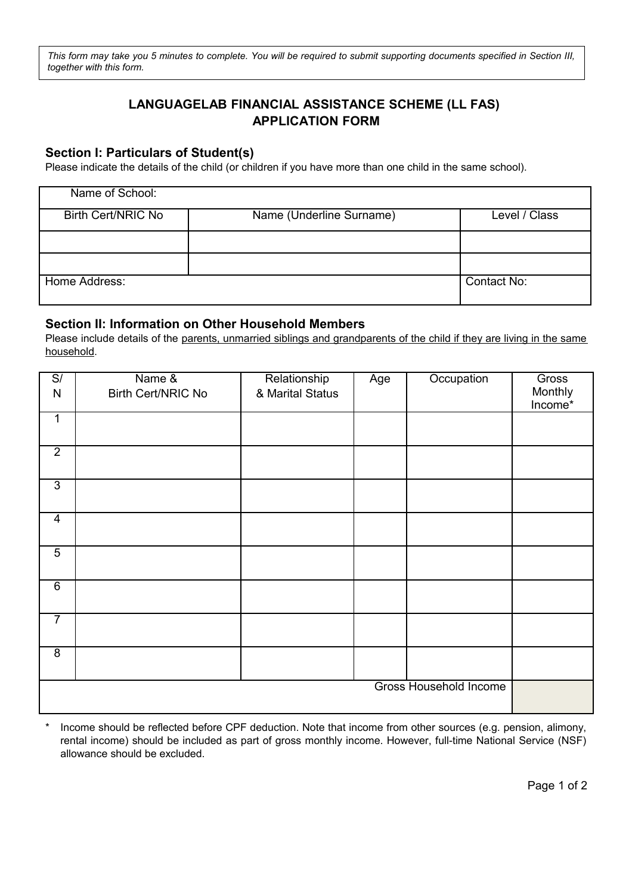*This form may take you 5 minutes to complete. You will be required to submit supporting documents specified in Section III, together with this form.*

# LANGUAGELAB FINANCIAL ASSISTANCE SCHEME (LL FAS) APPLICATION FORM

## Section I: Particulars of Student(s)

Please indicate the details of the child (or children if you have more than one child in the same school).

| Name of School: | | |
|---|---|---|
| Birth Cert/NRIC No | Name (Underline Surname) | Level / Class |
| | | |
| | | |
| Home Address: | | Contact No: |

## Section II: Information on Other Household Members

Please include details of the parents, unmarried siblings and grandparents of the child if they are living in the same household.

| S/N | Name & Birth Cert/NRIC No | Relationship & Marital Status | Age | Occupation | Gross Monthly Income* |
|---|---|---|---|---|---|
| 1 | | | | | |
| 2 | | | | | |
| 3 | | | | | |
| 4 | | | | | |
| 5 | | | | | |
| 6 | | | | | |
| 7 | | | | | |
| 8 | | | | | |
| | | | | Gross Household Income | |

\* Income should be reflected before CPF deduction. Note that income from other sources (e.g. pension, alimony, rental income) should be included as part of gross monthly income. However, full-time National Service (NSF) allowance should be excluded.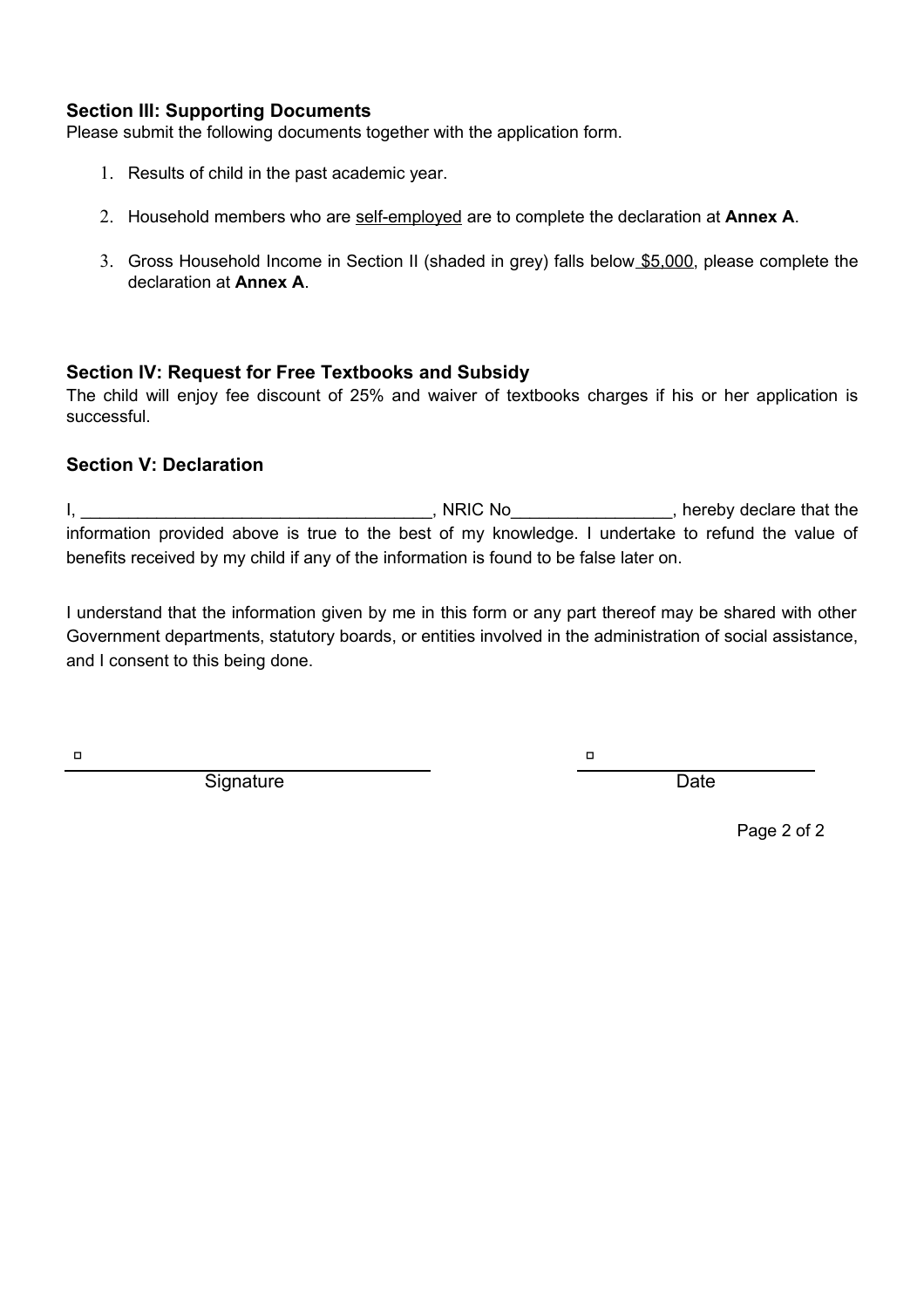### Section III: Supporting Documents

Please submit the following documents together with the application form.

1. Results of child in the past academic year.

2. Household members who are self-employed are to complete the declaration at **Annex A**.

3. Gross Household Income in Section II (shaded in grey) falls below $5,000, please complete the declaration at **Annex A**.

### Section IV: Request for Free Textbooks and Subsidy

The child will enjoy fee discount of 25% and waiver of textbooks charges if his or her application is successful.

### Section V: Declaration

I, _____________________________________, NRIC No_________________, hereby declare that the information provided above is true to the best of my knowledge. I undertake to refund the value of benefits received by my child if any of the information is found to be false later on.

I understand that the information given by me in this form or any part thereof may be shared with other Government departments, statutory boards, or entities involved in the administration of social assistance, and I consent to this being done.

☐ ______________________________ ☐ ____________________

Signature Date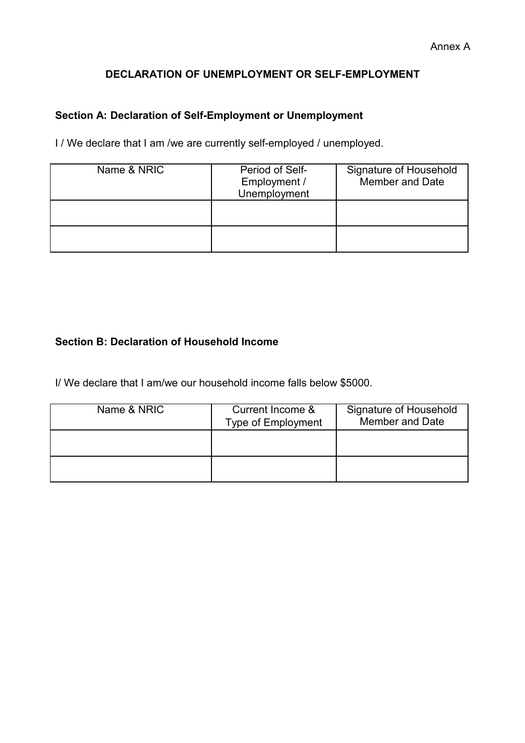Annex A

# DECLARATION OF UNEMPLOYMENT OR SELF-EMPLOYMENT

## Section A: Declaration of Self-Employment or Unemployment

I / We declare that I am /we are currently self-employed / unemployed.

| Name & NRIC | Period of Self-Employment / Unemployment | Signature of Household Member and Date |
| --- | --- | --- |
| | | |
| | | |

## Section B: Declaration of Household Income

I/ We declare that I am/we our household income falls below $5000.

| Name & NRIC | Current Income & Type of Employment | Signature of Household Member and Date |
| --- | --- | --- |
| | | |
| | | |